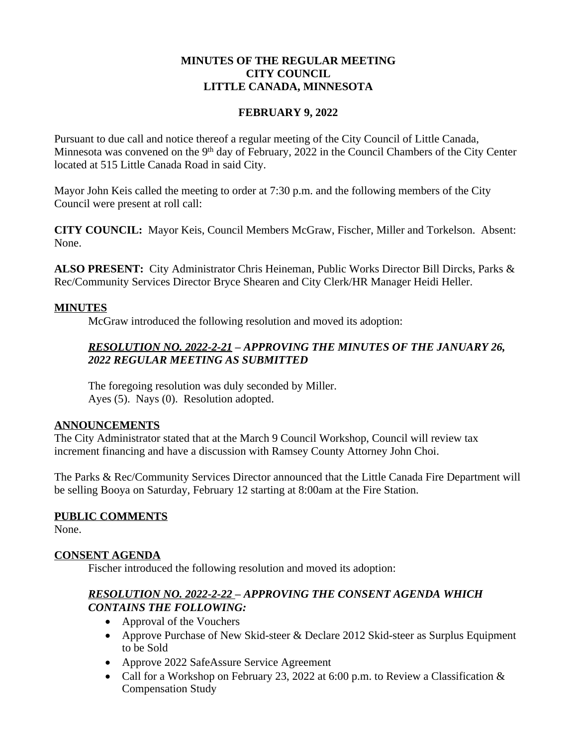**MINUTES OF THE REGULAR MEETING**
**CITY COUNCIL**
**LITTLE CANADA, MINNESOTA**

**FEBRUARY 9, 2022**

Pursuant to due call and notice thereof a regular meeting of the City Council of Little Canada, Minnesota was convened on the 9th day of February, 2022 in the Council Chambers of the City Center located at 515 Little Canada Road in said City.

Mayor John Keis called the meeting to order at 7:30 p.m. and the following members of the City Council were present at roll call:

**CITY COUNCIL:** Mayor Keis, Council Members McGraw, Fischer, Miller and Torkelson. Absent: None.

**ALSO PRESENT:** City Administrator Chris Heineman, Public Works Director Bill Dircks, Parks & Rec/Community Services Director Bryce Shearen and City Clerk/HR Manager Heidi Heller.

**MINUTES**

McGraw introduced the following resolution and moved its adoption:

***RESOLUTION NO. 2022-2-21 – APPROVING THE MINUTES OF THE JANUARY 26, 2022 REGULAR MEETING AS SUBMITTED***

The foregoing resolution was duly seconded by Miller.
Ayes (5). Nays (0). Resolution adopted.

**ANNOUNCEMENTS**

The City Administrator stated that at the March 9 Council Workshop, Council will review tax increment financing and have a discussion with Ramsey County Attorney John Choi.

The Parks & Rec/Community Services Director announced that the Little Canada Fire Department will be selling Booya on Saturday, February 12 starting at 8:00am at the Fire Station.

**PUBLIC COMMENTS**

None.

**CONSENT AGENDA**

Fischer introduced the following resolution and moved its adoption:

***RESOLUTION NO. 2022-2-22 – APPROVING THE CONSENT AGENDA WHICH CONTAINS THE FOLLOWING:***

- Approval of the Vouchers
- Approve Purchase of New Skid-steer & Declare 2012 Skid-steer as Surplus Equipment to be Sold
- Approve 2022 SafeAssure Service Agreement
- Call for a Workshop on February 23, 2022 at 6:00 p.m. to Review a Classification & Compensation Study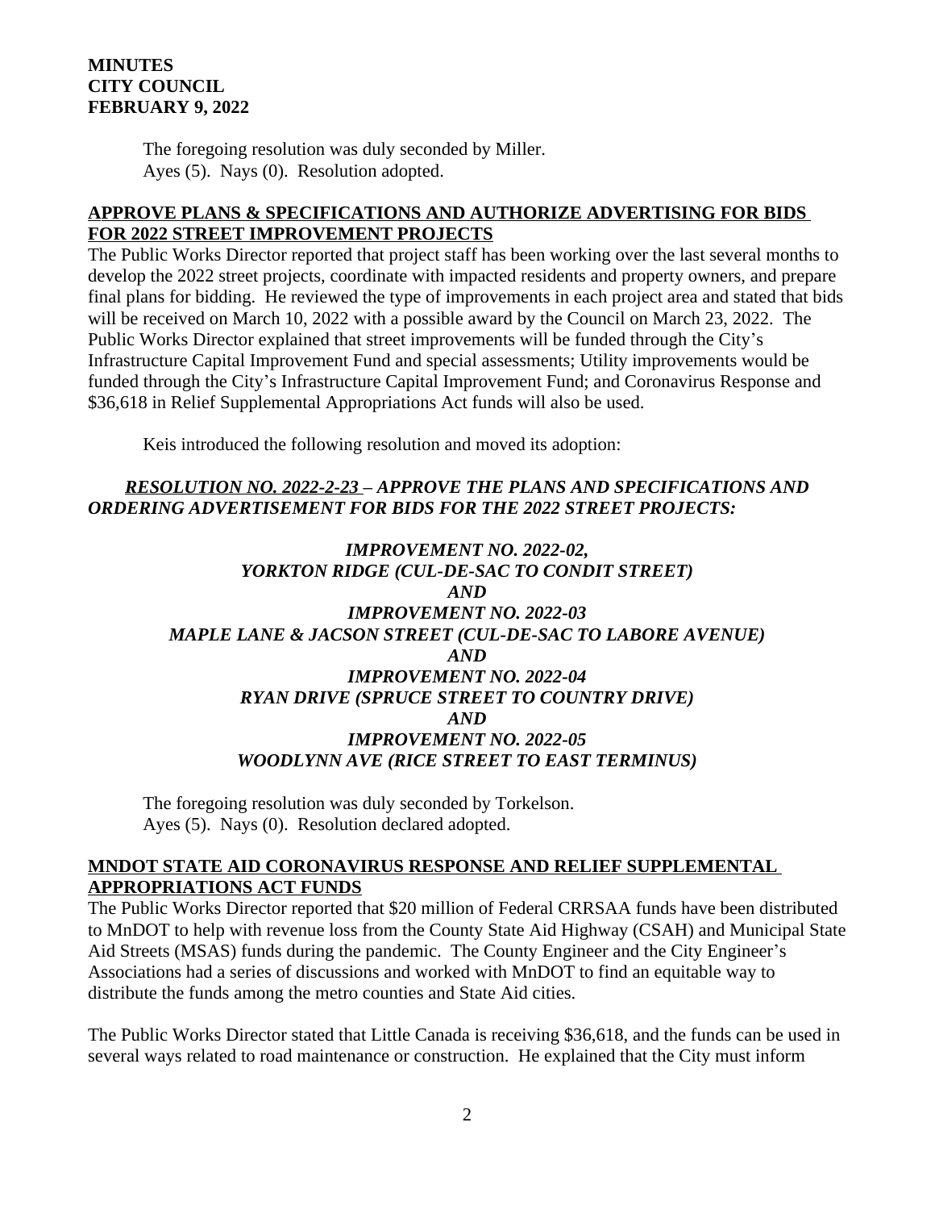The foregoing resolution was duly seconded by Miller.
Ayes (5). Nays (0). Resolution adopted.

## APPROVE PLANS & SPECIFICATIONS AND AUTHORIZE ADVERTISING FOR BIDS FOR 2022 STREET IMPROVEMENT PROJECTS

The Public Works Director reported that project staff has been working over the last several months to develop the 2022 street projects, coordinate with impacted residents and property owners, and prepare final plans for bidding. He reviewed the type of improvements in each project area and stated that bids will be received on March 10, 2022 with a possible award by the Council on March 23, 2022. The Public Works Director explained that street improvements will be funded through the City's Infrastructure Capital Improvement Fund and special assessments; Utility improvements would be funded through the City's Infrastructure Capital Improvement Fund; and Coronavirus Response and $36,618 in Relief Supplemental Appropriations Act funds will also be used.

Keis introduced the following resolution and moved its adoption:

***RESOLUTION NO. 2022-2-23 – APPROVE THE PLANS AND SPECIFICATIONS AND ORDERING ADVERTISEMENT FOR BIDS FOR THE 2022 STREET PROJECTS:***

*IMPROVEMENT NO. 2022-02,*
*YORKTON RIDGE (CUL-DE-SAC TO CONDIT STREET)*
*AND*
*IMPROVEMENT NO. 2022-03*
*MAPLE LANE & JACSON STREET (CUL-DE-SAC TO LABORE AVENUE)*
*AND*
*IMPROVEMENT NO. 2022-04*
*RYAN DRIVE (SPRUCE STREET TO COUNTRY DRIVE)*
*AND*
*IMPROVEMENT NO. 2022-05*
*WOODLYNN AVE (RICE STREET TO EAST TERMINUS)*

The foregoing resolution was duly seconded by Torkelson.
Ayes (5). Nays (0). Resolution declared adopted.

## MNDOT STATE AID CORONAVIRUS RESPONSE AND RELIEF SUPPLEMENTAL APPROPRIATIONS ACT FUNDS

The Public Works Director reported that $20 million of Federal CRRSAA funds have been distributed to MnDOT to help with revenue loss from the County State Aid Highway (CSAH) and Municipal State Aid Streets (MSAS) funds during the pandemic. The County Engineer and the City Engineer's Associations had a series of discussions and worked with MnDOT to find an equitable way to distribute the funds among the metro counties and State Aid cities.

The Public Works Director stated that Little Canada is receiving $36,618, and the funds can be used in several ways related to road maintenance or construction. He explained that the City must inform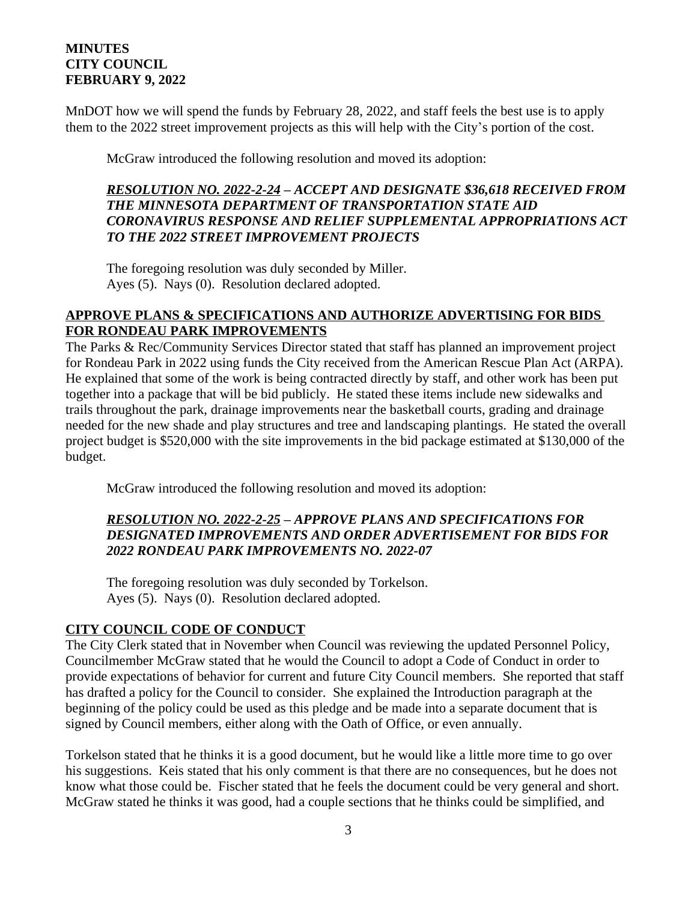MnDOT how we will spend the funds by February 28, 2022, and staff feels the best use is to apply them to the 2022 street improvement projects as this will help with the City's portion of the cost.

McGraw introduced the following resolution and moved its adoption:

***RESOLUTION NO. 2022-2-24* – ACCEPT AND DESIGNATE $36,618 RECEIVED FROM THE MINNESOTA DEPARTMENT OF TRANSPORTATION STATE AID CORONAVIRUS RESPONSE AND RELIEF SUPPLEMENTAL APPROPRIATIONS ACT TO THE 2022 STREET IMPROVEMENT PROJECTS**

The foregoing resolution was duly seconded by Miller.
Ayes (5). Nays (0). Resolution declared adopted.

## APPROVE PLANS & SPECIFICATIONS AND AUTHORIZE ADVERTISING FOR BIDS FOR RONDEAU PARK IMPROVEMENTS

The Parks & Rec/Community Services Director stated that staff has planned an improvement project for Rondeau Park in 2022 using funds the City received from the American Rescue Plan Act (ARPA). He explained that some of the work is being contracted directly by staff, and other work has been put together into a package that will be bid publicly. He stated these items include new sidewalks and trails throughout the park, drainage improvements near the basketball courts, grading and drainage needed for the new shade and play structures and tree and landscaping plantings. He stated the overall project budget is $520,000 with the site improvements in the bid package estimated at $130,000 of the budget.

McGraw introduced the following resolution and moved its adoption:

***RESOLUTION NO. 2022-2-25* – APPROVE PLANS AND SPECIFICATIONS FOR DESIGNATED IMPROVEMENTS AND ORDER ADVERTISEMENT FOR BIDS FOR 2022 RONDEAU PARK IMPROVEMENTS NO. 2022-07**

The foregoing resolution was duly seconded by Torkelson.
Ayes (5). Nays (0). Resolution declared adopted.

## CITY COUNCIL CODE OF CONDUCT

The City Clerk stated that in November when Council was reviewing the updated Personnel Policy, Councilmember McGraw stated that he would the Council to adopt a Code of Conduct in order to provide expectations of behavior for current and future City Council members. She reported that staff has drafted a policy for the Council to consider. She explained the Introduction paragraph at the beginning of the policy could be used as this pledge and be made into a separate document that is signed by Council members, either along with the Oath of Office, or even annually.

Torkelson stated that he thinks it is a good document, but he would like a little more time to go over his suggestions. Keis stated that his only comment is that there are no consequences, but he does not know what those could be. Fischer stated that he feels the document could be very general and short. McGraw stated he thinks it was good, had a couple sections that he thinks could be simplified, and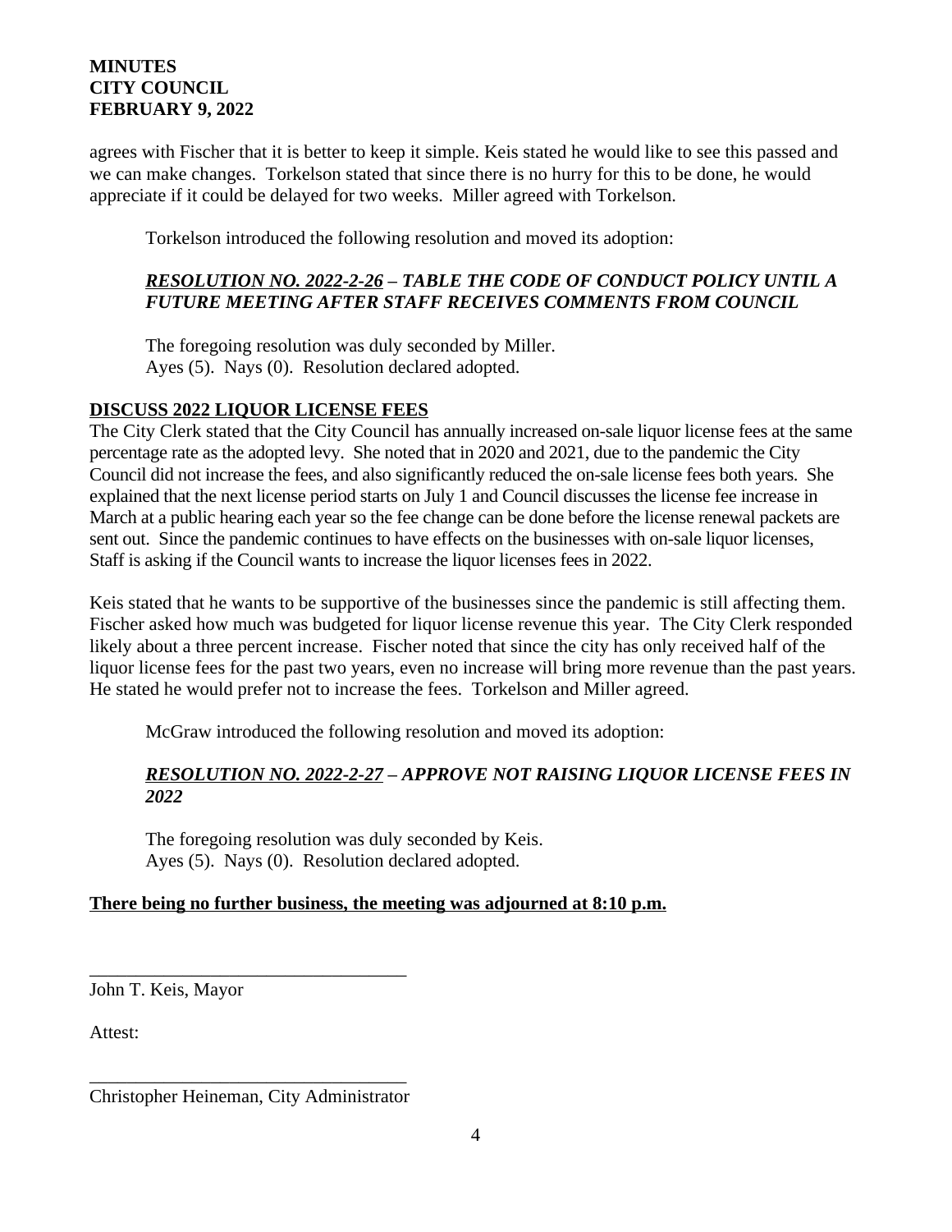agrees with Fischer that it is better to keep it simple. Keis stated he would like to see this passed and we can make changes. Torkelson stated that since there is no hurry for this to be done, he would appreciate if it could be delayed for two weeks. Miller agreed with Torkelson.

Torkelson introduced the following resolution and moved its adoption:

***RESOLUTION NO. 2022-2-26 – TABLE THE CODE OF CONDUCT POLICY UNTIL A FUTURE MEETING AFTER STAFF RECEIVES COMMENTS FROM COUNCIL***

The foregoing resolution was duly seconded by Miller.
Ayes (5). Nays (0). Resolution declared adopted.

**DISCUSS 2022 LIQUOR LICENSE FEES**

The City Clerk stated that the City Council has annually increased on-sale liquor license fees at the same percentage rate as the adopted levy. She noted that in 2020 and 2021, due to the pandemic the City Council did not increase the fees, and also significantly reduced the on-sale license fees both years. She explained that the next license period starts on July 1 and Council discusses the license fee increase in March at a public hearing each year so the fee change can be done before the license renewal packets are sent out. Since the pandemic continues to have effects on the businesses with on-sale liquor licenses, Staff is asking if the Council wants to increase the liquor licenses fees in 2022.

Keis stated that he wants to be supportive of the businesses since the pandemic is still affecting them. Fischer asked how much was budgeted for liquor license revenue this year. The City Clerk responded likely about a three percent increase. Fischer noted that since the city has only received half of the liquor license fees for the past two years, even no increase will bring more revenue than the past years. He stated he would prefer not to increase the fees. Torkelson and Miller agreed.

McGraw introduced the following resolution and moved its adoption:

***RESOLUTION NO. 2022-2-27 – APPROVE NOT RAISING LIQUOR LICENSE FEES IN 2022***

The foregoing resolution was duly seconded by Keis.
Ayes (5). Nays (0). Resolution declared adopted.

**There being no further business, the meeting was adjourned at 8:10 p.m.**

\_\_\_\_\_\_\_\_\_\_\_\_\_\_\_\_\_\_\_\_\_\_\_\_\_\_\_\_\_\_\_\_\_\_\_
John T. Keis, Mayor

Attest:

\_\_\_\_\_\_\_\_\_\_\_\_\_\_\_\_\_\_\_\_\_\_\_\_\_\_\_\_\_\_\_\_\_\_\_
Christopher Heineman, City Administrator